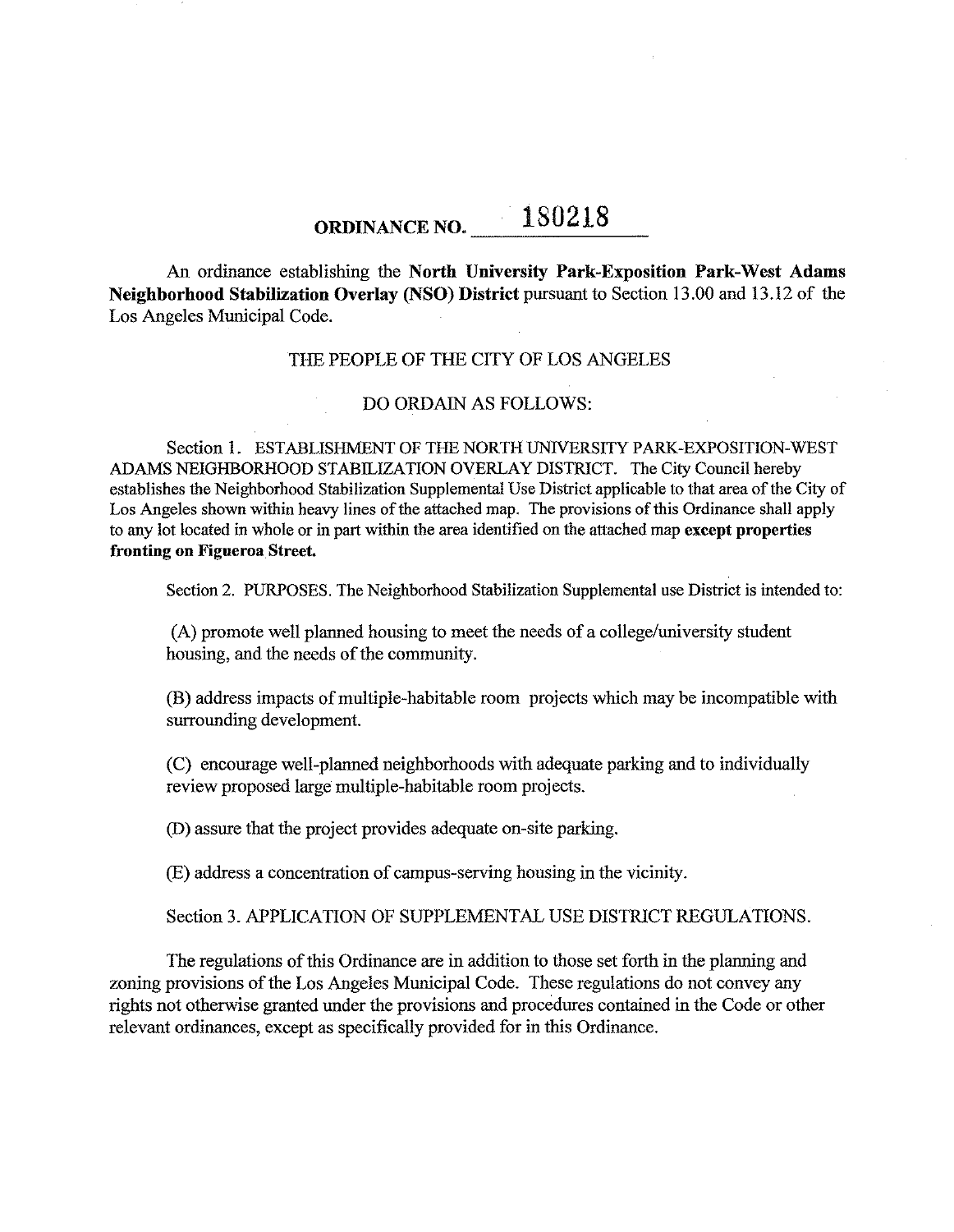# ORDINANCE NO. 180218

An ordinance establishing the **North University Park-Exposition Park-West Adams Neighborhood Stabilization Overlay (NSO) District** pursuant to Section 13.00 and 13.12 of the Los Angeles Municipal Code.

THE PEOPLE OF THE CITY OF LOS ANGELES

DO ORDAIN AS FOLLOWS:

Section 1. ESTABLISHMENT OF THE NORTH UNIVERSITY PARK-EXPOSITION-WEST ADAMS NEIGHBORHOOD STABILIZATION OVERLAY DISTRICT. The City Council hereby establishes the Neighborhood Stabilization Supplemental Use District applicable to that area of the City of Los Angeles shown within heavy lines of the attached map. The provisions of this Ordinance shall apply to any lot located in whole or in part within the area identified on the attached map **except properties fronting on Figueroa Street.**

Section 2. PURPOSES. The Neighborhood Stabilization Supplemental use District is intended to:

(A) promote well planned housing to meet the needs of a college/university student housing, and the needs of the community.

(B) address impacts of multiple-habitable room projects which may be incompatible with surrounding development.

(C) encourage well-planned neighborhoods with adequate parking and to individually review proposed large multiple-habitable room projects.

(D) assure that the project provides adequate on-site parking.

(E) address a concentration of campus-serving housing in the vicinity.

Section 3. APPLICATION OF SUPPLEMENTAL USE DISTRICT REGULATIONS.

The regulations of this Ordinance are in addition to those set forth in the planning and zoning provisions of the Los Angeles Municipal Code. These regulations do not convey any rights not otherwise granted under the provisions and procedures contained in the Code or other relevant ordinances, except as specifically provided for in this Ordinance.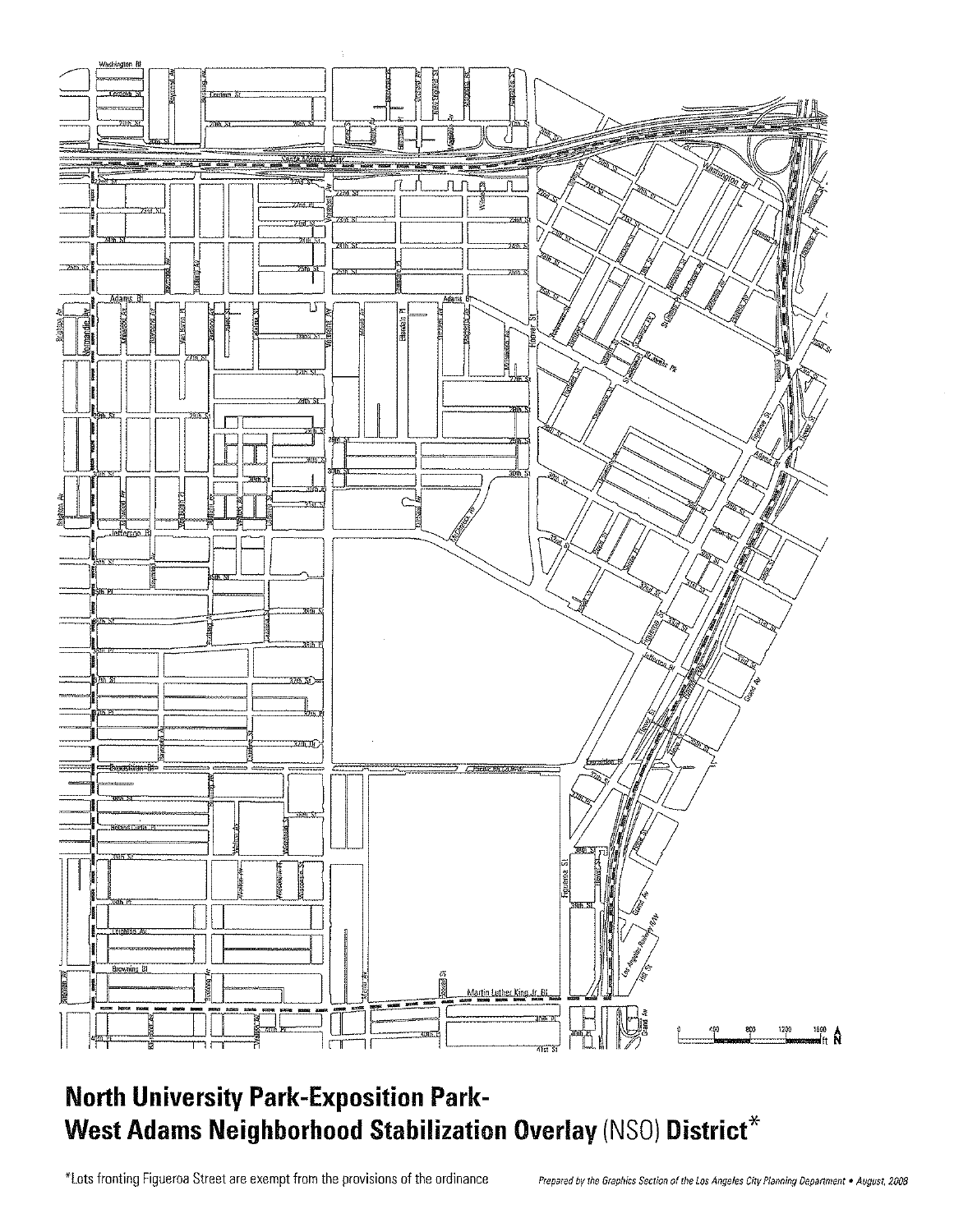# North University Park-Exposition Park-West Adams Neighborhood Stabilization Overlay (NSO) District*

*Lots fronting Figueroa Street are exempt from the provisions of the ordinance

*Prepared by the Graphics Section of the Los Angeles City Planning Department • August, 2008*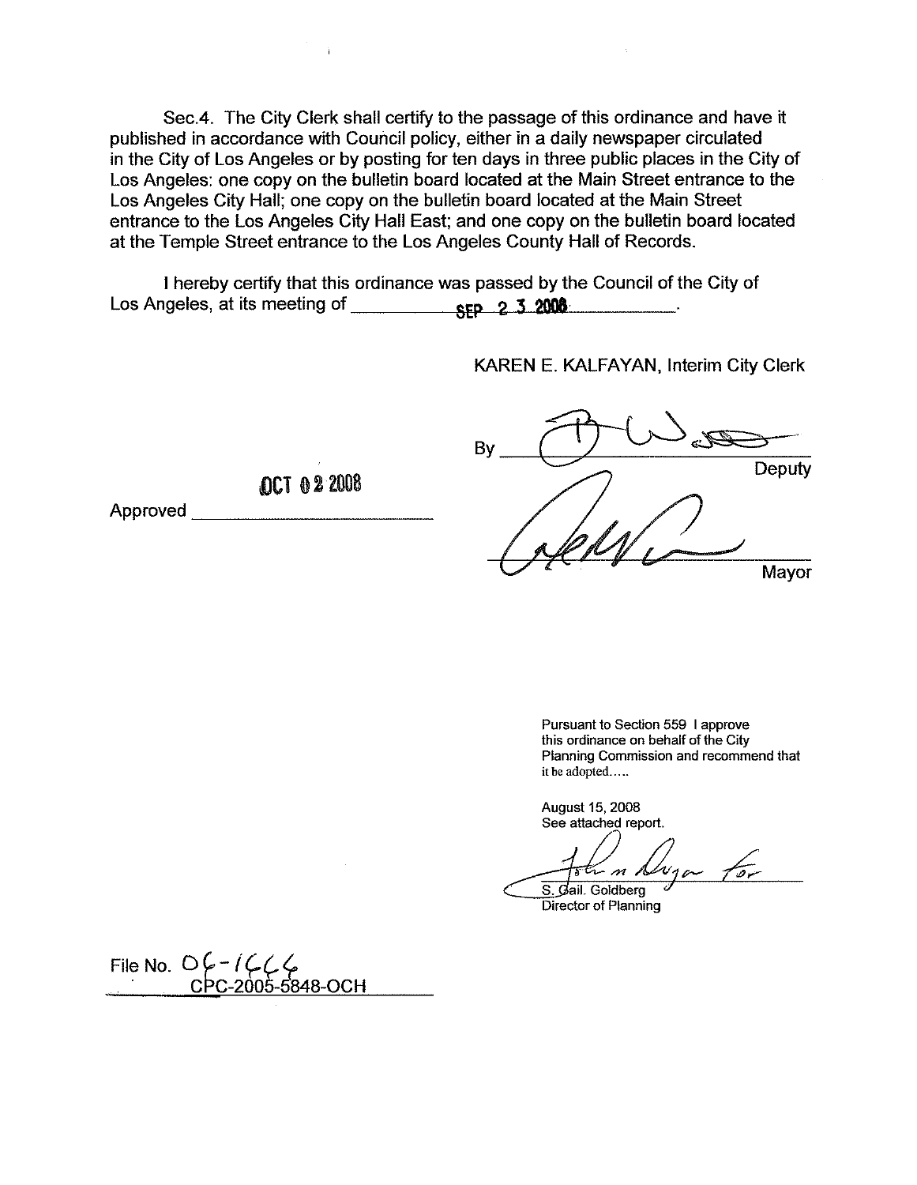Sec.4. The City Clerk shall certify to the passage of this ordinance and have it published in accordance with Council policy, either in a daily newspaper circulated in the City of Los Angeles or by posting for ten days in three public places in the City of Los Angeles: one copy on the bulletin board located at the Main Street entrance to the Los Angeles City Hall; one copy on the bulletin board located at the Main Street entrance to the Los Angeles City Hall East; and one copy on the bulletin board located at the Temple Street entrance to the Los Angeles County Hall of Records.

I hereby certify that this ordinance was passed by the Council of the City of Los Angeles, at its meeting of SEP 2 3 2008.

KAREN E. KALFAYAN, Interim City Clerk

By _______________ Deputy

Approved OCT 0 2 2008

_______________ Mayor

Pursuant to Section 559 I approve this ordinance on behalf of the City Planning Commission and recommend that it be adopted.....

August 15, 2008
See attached report.

_______________ for
S. Gail. Goldberg
Director of Planning

File No. 06-1666
CPC-2005-5848-OCH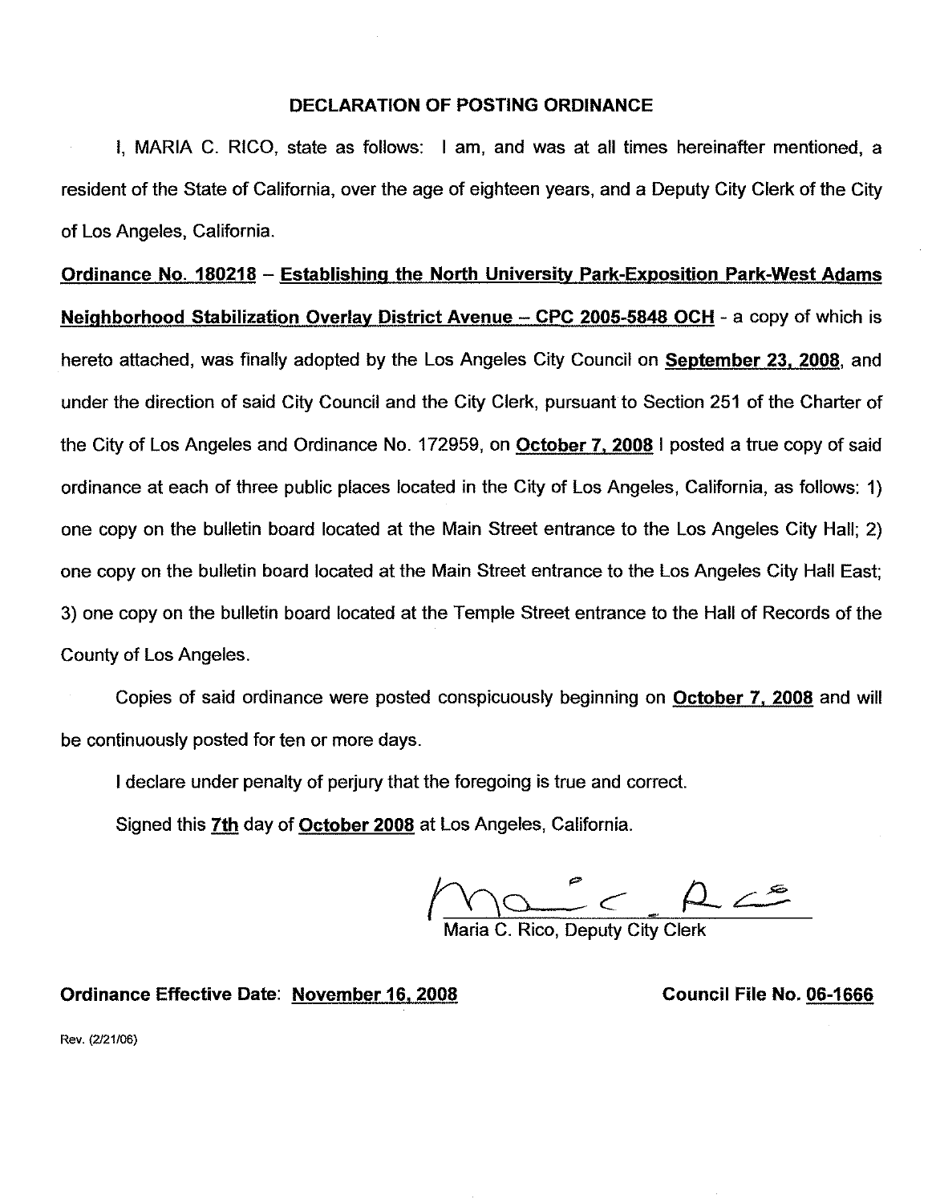# DECLARATION OF POSTING ORDINANCE

I, MARIA C. RICO, state as follows: I am, and was at all times hereinafter mentioned, a resident of the State of California, over the age of eighteen years, and a Deputy City Clerk of the City of Los Angeles, California.

**Ordinance No. 180218 – Establishing the North University Park-Exposition Park-West Adams Neighborhood Stabilization Overlay District Avenue – CPC 2005-5848 OCH** - a copy of which is hereto attached, was finally adopted by the Los Angeles City Council on **September 23, 2008**, and under the direction of said City Council and the City Clerk, pursuant to Section 251 of the Charter of the City of Los Angeles and Ordinance No. 172959, on **October 7, 2008** I posted a true copy of said ordinance at each of three public places located in the City of Los Angeles, California, as follows: 1) one copy on the bulletin board located at the Main Street entrance to the Los Angeles City Hall; 2) one copy on the bulletin board located at the Main Street entrance to the Los Angeles City Hall East; 3) one copy on the bulletin board located at the Temple Street entrance to the Hall of Records of the County of Los Angeles.

Copies of said ordinance were posted conspicuously beginning on **October 7, 2008** and will be continuously posted for ten or more days.

I declare under penalty of perjury that the foregoing is true and correct.

Signed this **7th** day of **October 2008** at Los Angeles, California.

Maria C. Rico, Deputy City Clerk

**Ordinance Effective Date: November 16, 2008** | **Council File No. 06-1666**

Rev. (2/21/06)